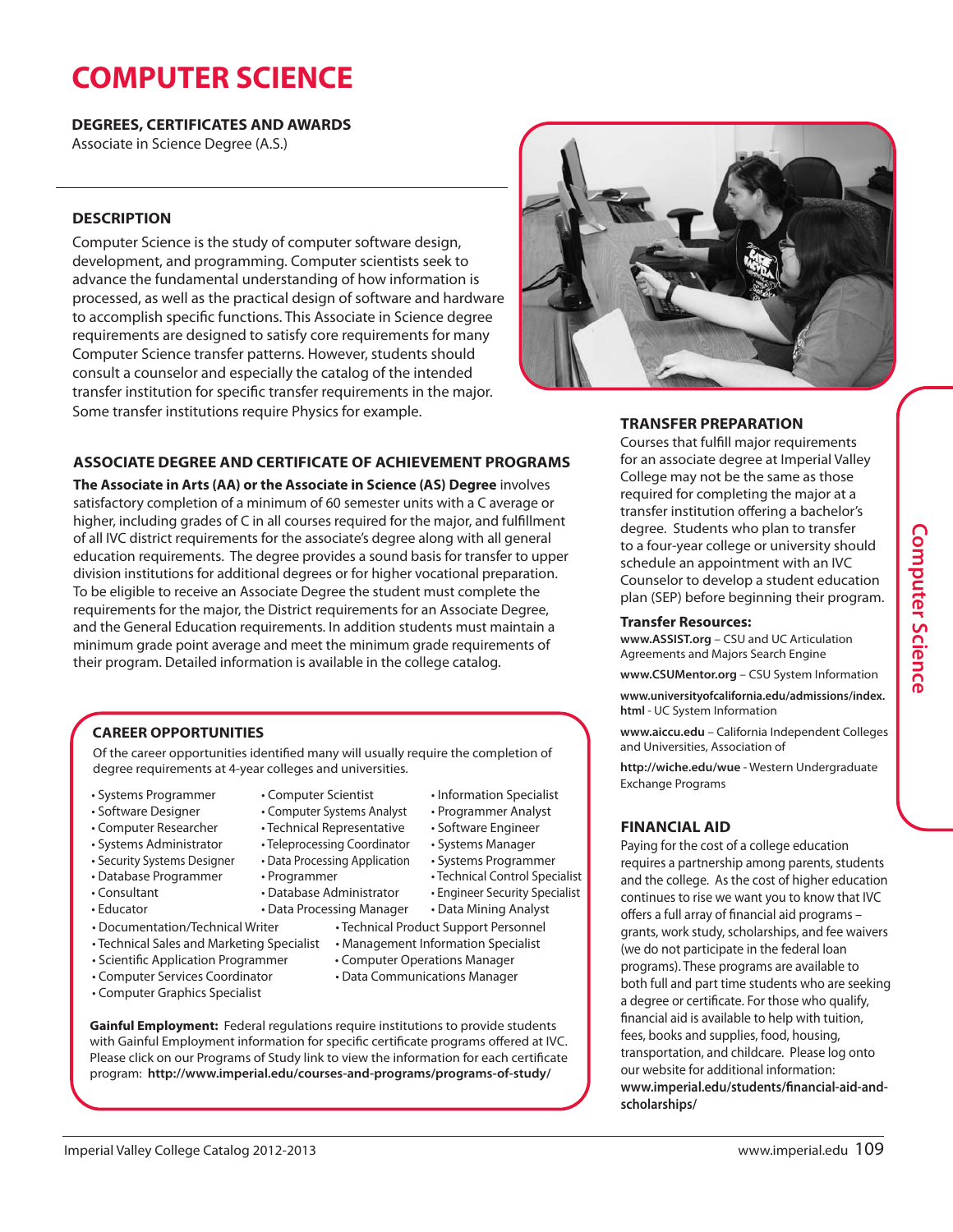# COMPUTER SCIENCE

**DEGREES, CERTIFICATES AND AWARDS**

Associate in Science Degree (A.S.)

## DESCRIPTION

Computer Science is the study of computer software design, development, and programming. Computer scientists seek to advance the fundamental understanding of how information is processed, as well as the practical design of software and hardware to accomplish specific functions. This Associate in Science degree requirements are designed to satisfy core requirements for many Computer Science transfer patterns. However, students should consult a counselor and especially the catalog of the intended transfer institution for specific transfer requirements in the major. Some transfer institutions require Physics for example.

## ASSOCIATE DEGREE AND CERTIFICATE OF ACHIEVEMENT PROGRAMS

**The Associate in Arts (AA) or the Associate in Science (AS) Degree** involves satisfactory completion of a minimum of 60 semester units with a C average or higher, including grades of C in all courses required for the major, and fulfillment of all IVC district requirements for the associate's degree along with all general education requirements. The degree provides a sound basis for transfer to upper division institutions for additional degrees or for higher vocational preparation. To be eligible to receive an Associate Degree the student must complete the requirements for the major, the District requirements for an Associate Degree, and the General Education requirements. In addition students must maintain a minimum grade point average and meet the minimum grade requirements of their program. Detailed information is available in the college catalog.

## CAREER OPPORTUNITIES

Of the career opportunities identified many will usually require the completion of degree requirements at 4-year colleges and universities.

- Systems Programmer
- Software Designer
- Computer Researcher
- Systems Administrator
- Security Systems Designer
- Database Programmer
- Consultant
- Educator
- Computer Scientist
- Computer Systems Analyst
- Technical Representative
- Teleprocessing Coordinator
- Data Processing Application
- Programmer
- Database Administrator
- Data Processing Manager
- Information Specialist
- Programmer Analyst
- Software Engineer
- Systems Manager
- Systems Programmer
- Technical Control Specialist
- Engineer Security Specialist
- Data Mining Analyst
- Documentation/Technical Writer
- Technical Sales and Marketing Specialist
- Scientific Application Programmer
- Computer Services Coordinator
- Computer Graphics Specialist
- Technical Product Support Personnel
- Management Information Specialist
- Computer Operations Manager
- Data Communications Manager

**Gainful Employment:** Federal regulations require institutions to provide students with Gainful Employment information for specific certificate programs offered at IVC. Please click on our Programs of Study link to view the information for each certificate program: **http://www.imperial.edu/courses-and-programs/programs-of-study/**

## TRANSFER PREPARATION

Courses that fulfill major requirements for an associate degree at Imperial Valley College may not be the same as those required for completing the major at a transfer institution offering a bachelor's degree. Students who plan to transfer to a four-year college or university should schedule an appointment with an IVC Counselor to develop a student education plan (SEP) before beginning their program.

### Transfer Resources:

**www.ASSIST.org** – CSU and UC Articulation Agreements and Majors Search Engine

**www.CSUMentor.org** – CSU System Information

**www.universityofcalifornia.edu/admissions/index.html** - UC System Information

**www.aiccu.edu** – California Independent Colleges and Universities, Association of

**http://wiche.edu/wue** - Western Undergraduate Exchange Programs

## FINANCIAL AID

Paying for the cost of a college education requires a partnership among parents, students and the college. As the cost of higher education continues to rise we want you to know that IVC offers a full array of financial aid programs – grants, work study, scholarships, and fee waivers (we do not participate in the federal loan programs). These programs are available to both full and part time students who are seeking a degree or certificate. For those who qualify, financial aid is available to help with tuition, fees, books and supplies, food, housing, transportation, and childcare. Please log onto our website for additional information: **www.imperial.edu/students/financial-aid-and-scholarships/**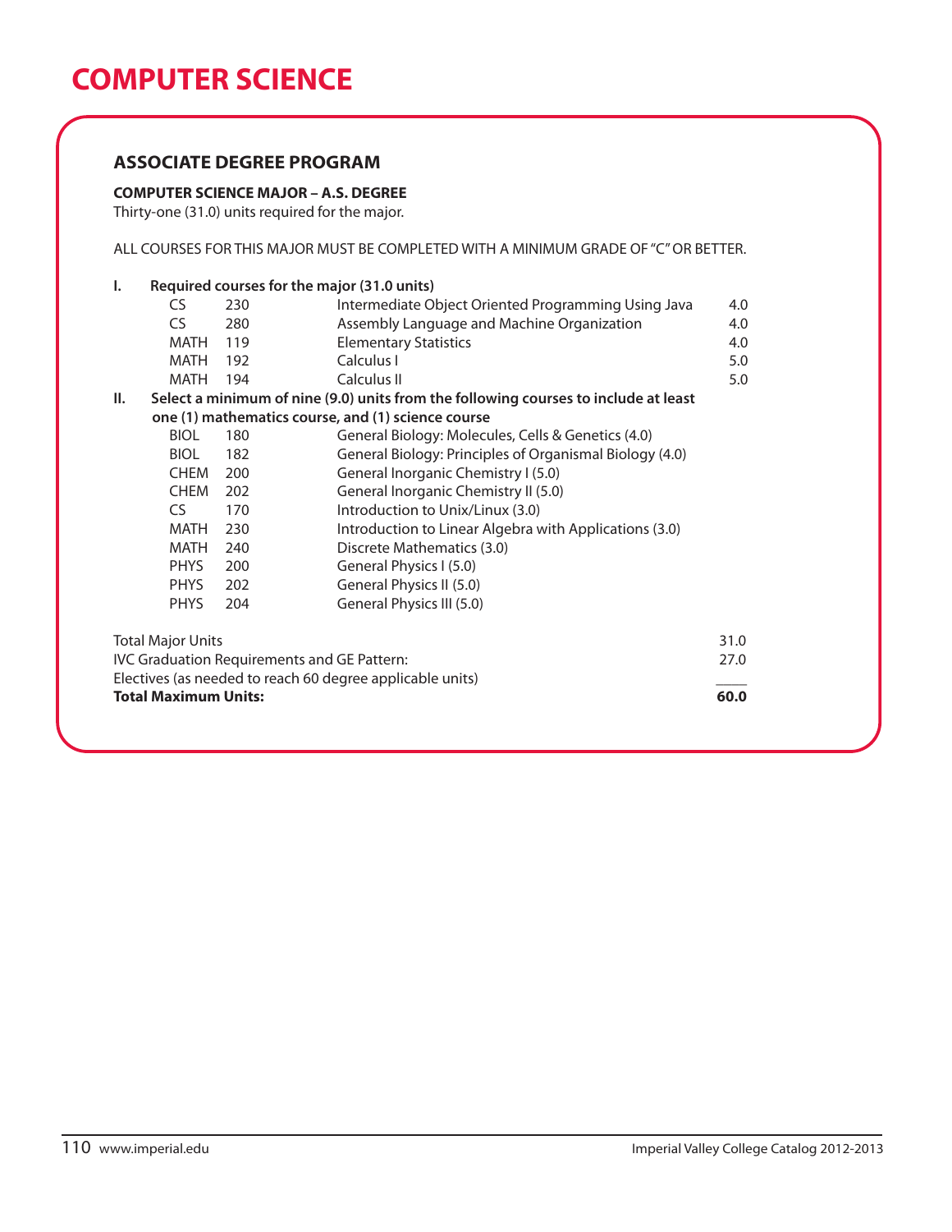# COMPUTER SCIENCE

## ASSOCIATE DEGREE PROGRAM

**COMPUTER SCIENCE MAJOR – A.S. DEGREE**

Thirty-one (31.0) units required for the major.

ALL COURSES FOR THIS MAJOR MUST BE COMPLETED WITH A MINIMUM GRADE OF "C" OR BETTER.

| | | | | |
|---|---|---|---|---|
| **I.** | **Required courses for the major (31.0 units)** | | | |
| | CS | 230 | Intermediate Object Oriented Programming Using Java | 4.0 |
| | CS | 280 | Assembly Language and Machine Organization | 4.0 |
| | MATH | 119 | Elementary Statistics | 4.0 |
| | MATH | 192 | Calculus I | 5.0 |
| | MATH | 194 | Calculus II | 5.0 |
| **II.** | **Select a minimum of nine (9.0) units from the following courses to include at least one (1) mathematics course, and (1) science course** | | | |
| | BIOL | 180 | General Biology: Molecules, Cells & Genetics (4.0) | |
| | BIOL | 182 | General Biology: Principles of Organismal Biology (4.0) | |
| | CHEM | 200 | General Inorganic Chemistry I (5.0) | |
| | CHEM | 202 | General Inorganic Chemistry II (5.0) | |
| | CS | 170 | Introduction to Unix/Linux (3.0) | |
| | MATH | 230 | Introduction to Linear Algebra with Applications (3.0) | |
| | MATH | 240 | Discrete Mathematics (3.0) | |
| | PHYS | 200 | General Physics I (5.0) | |
| | PHYS | 202 | General Physics II (5.0) | |
| | PHYS | 204 | General Physics III (5.0) | |

| | |
|---|---|
| Total Major Units | 31.0 |
| IVC Graduation Requirements and GE Pattern: | 27.0 |
| Electives (as needed to reach 60 degree applicable units) | |
| **Total Maximum Units:** | **60.0** |